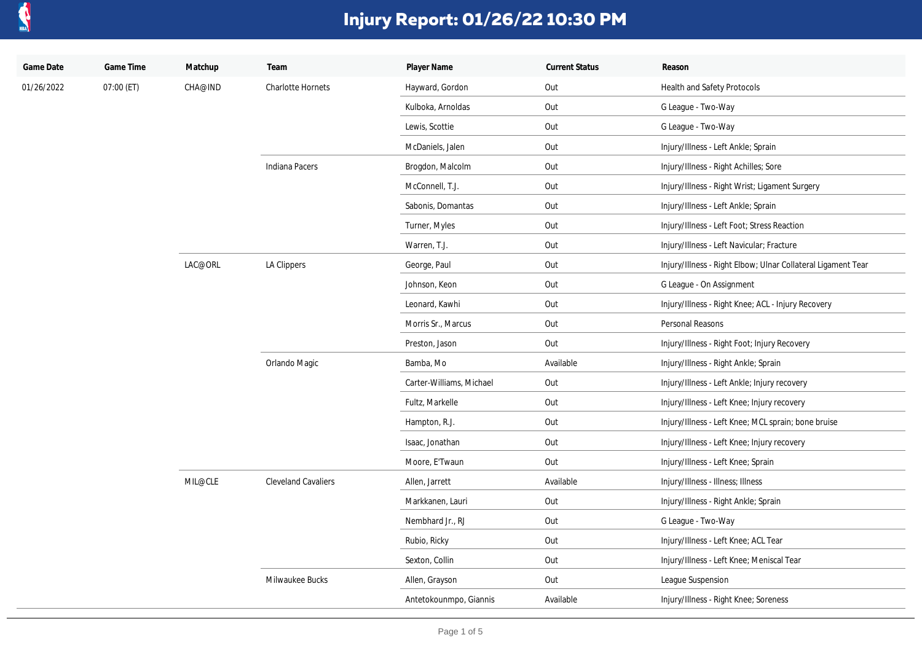# Injury Report: 01/26/22 10:30 PM

| Game Date | Game Time | Matchup | Team | Player Name | Current Status | Reason |
|---|---|---|---|---|---|---|
| 01/26/2022 | 07:00 (ET) | CHA@IND | Charlotte Hornets | Hayward, Gordon | Out | Health and Safety Protocols |
| | | | | Kulboka, Arnoldas | Out | G League - Two-Way |
| | | | | Lewis, Scottie | Out | G League - Two-Way |
| | | | | McDaniels, Jalen | Out | Injury/Illness - Left Ankle; Sprain |
| | | | Indiana Pacers | Brogdon, Malcolm | Out | Injury/Illness - Right Achilles; Sore |
| | | | | McConnell, T.J. | Out | Injury/Illness - Right Wrist; Ligament Surgery |
| | | | | Sabonis, Domantas | Out | Injury/Illness - Left Ankle; Sprain |
| | | | | Turner, Myles | Out | Injury/Illness - Left Foot; Stress Reaction |
| | | | | Warren, T.J. | Out | Injury/Illness - Left Navicular; Fracture |
| | | LAC@ORL | LA Clippers | George, Paul | Out | Injury/Illness - Right Elbow; Ulnar Collateral Ligament Tear |
| | | | | Johnson, Keon | Out | G League - On Assignment |
| | | | | Leonard, Kawhi | Out | Injury/Illness - Right Knee; ACL - Injury Recovery |
| | | | | Morris Sr., Marcus | Out | Personal Reasons |
| | | | | Preston, Jason | Out | Injury/Illness - Right Foot; Injury Recovery |
| | | | Orlando Magic | Bamba, Mo | Available | Injury/Illness - Right Ankle; Sprain |
| | | | | Carter-Williams, Michael | Out | Injury/Illness - Left Ankle; Injury recovery |
| | | | | Fultz, Markelle | Out | Injury/Illness - Left Knee; Injury recovery |
| | | | | Hampton, R.J. | Out | Injury/Illness - Left Knee; MCL sprain; bone bruise |
| | | | | Isaac, Jonathan | Out | Injury/Illness - Left Knee; Injury recovery |
| | | | | Moore, E'Twaun | Out | Injury/Illness - Left Knee; Sprain |
| | | MIL@CLE | Cleveland Cavaliers | Allen, Jarrett | Available | Injury/Illness - Illness; Illness |
| | | | | Markkanen, Lauri | Out | Injury/Illness - Right Ankle; Sprain |
| | | | | Nembhard Jr., RJ | Out | G League - Two-Way |
| | | | | Rubio, Ricky | Out | Injury/Illness - Left Knee; ACL Tear |
| | | | | Sexton, Collin | Out | Injury/Illness - Left Knee; Meniscal Tear |
| | | | Milwaukee Bucks | Allen, Grayson | Out | League Suspension |
| | | | | Antetokounmpo, Giannis | Available | Injury/Illness - Right Knee; Soreness |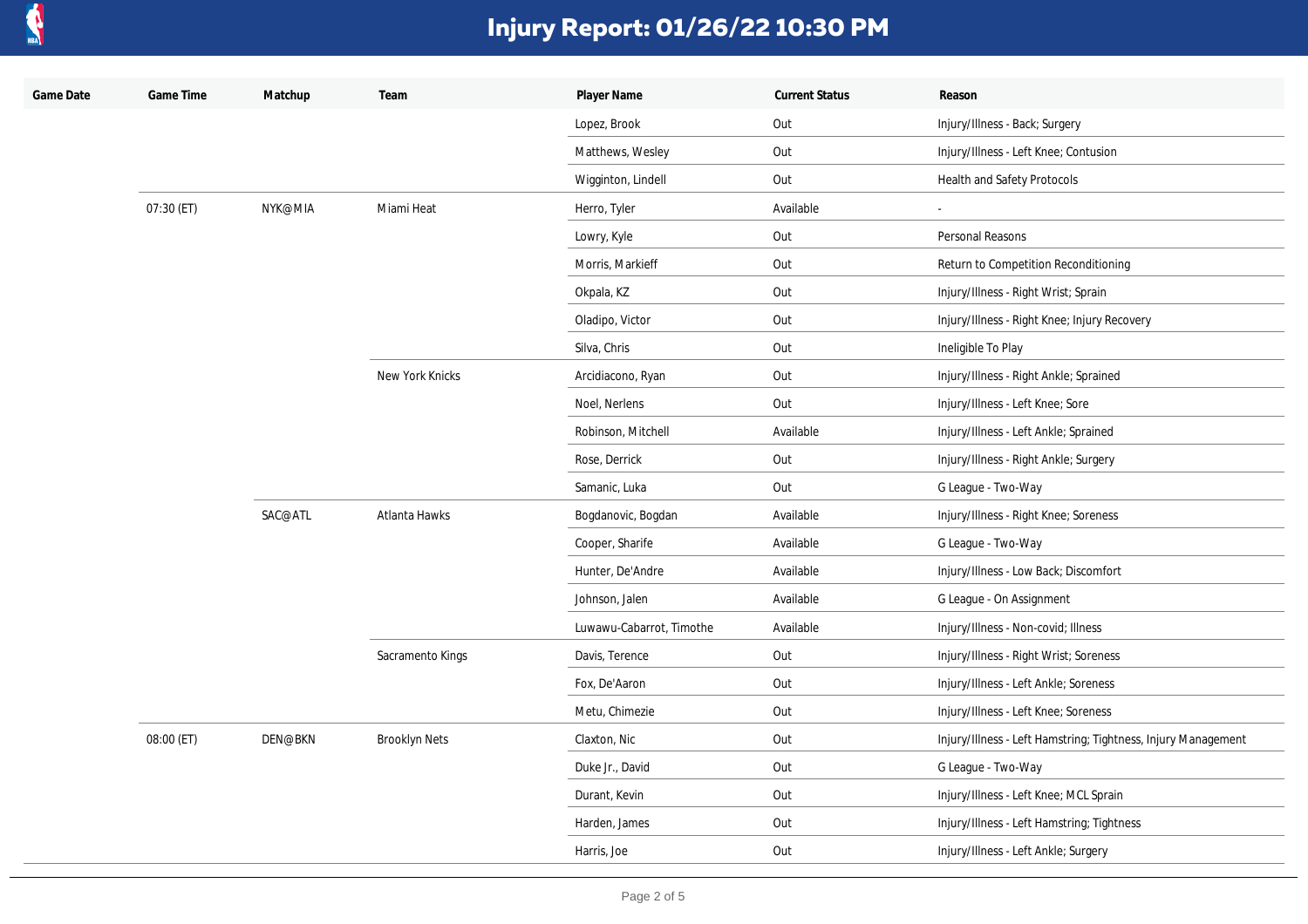# Injury Report: 01/26/22 10:30 PM

| Game Date | Game Time | Matchup | Team | Player Name | Current Status | Reason |
|---|---|---|---|---|---|---|
| | | | | Lopez, Brook | Out | Injury/Illness - Back; Surgery |
| | | | | Matthews, Wesley | Out | Injury/Illness - Left Knee; Contusion |
| | | | | Wigginton, Lindell | Out | Health and Safety Protocols |
| | 07:30 (ET) | NYK@MIA | Miami Heat | Herro, Tyler | Available | - |
| | | | | Lowry, Kyle | Out | Personal Reasons |
| | | | | Morris, Markieff | Out | Return to Competition Reconditioning |
| | | | | Okpala, KZ | Out | Injury/Illness - Right Wrist; Sprain |
| | | | | Oladipo, Victor | Out | Injury/Illness - Right Knee; Injury Recovery |
| | | | | Silva, Chris | Out | Ineligible To Play |
| | | | New York Knicks | Arcidiacono, Ryan | Out | Injury/Illness - Right Ankle; Sprained |
| | | | | Noel, Nerlens | Out | Injury/Illness - Left Knee; Sore |
| | | | | Robinson, Mitchell | Available | Injury/Illness - Left Ankle; Sprained |
| | | | | Rose, Derrick | Out | Injury/Illness - Right Ankle; Surgery |
| | | | | Samanic, Luka | Out | G League - Two-Way |
| | | SAC@ATL | Atlanta Hawks | Bogdanovic, Bogdan | Available | Injury/Illness - Right Knee; Soreness |
| | | | | Cooper, Sharife | Available | G League - Two-Way |
| | | | | Hunter, De'Andre | Available | Injury/Illness - Low Back; Discomfort |
| | | | | Johnson, Jalen | Available | G League - On Assignment |
| | | | | Luwawu-Cabarrot, Timothe | Available | Injury/Illness - Non-covid; Illness |
| | | | Sacramento Kings | Davis, Terence | Out | Injury/Illness - Right Wrist; Soreness |
| | | | | Fox, De'Aaron | Out | Injury/Illness - Left Ankle; Soreness |
| | | | | Metu, Chimezie | Out | Injury/Illness - Left Knee; Soreness |
| | 08:00 (ET) | DEN@BKN | Brooklyn Nets | Claxton, Nic | Out | Injury/Illness - Left Hamstring; Tightness, Injury Management |
| | | | | Duke Jr., David | Out | G League - Two-Way |
| | | | | Durant, Kevin | Out | Injury/Illness - Left Knee; MCL Sprain |
| | | | | Harden, James | Out | Injury/Illness - Left Hamstring; Tightness |
| | | | | Harris, Joe | Out | Injury/Illness - Left Ankle; Surgery |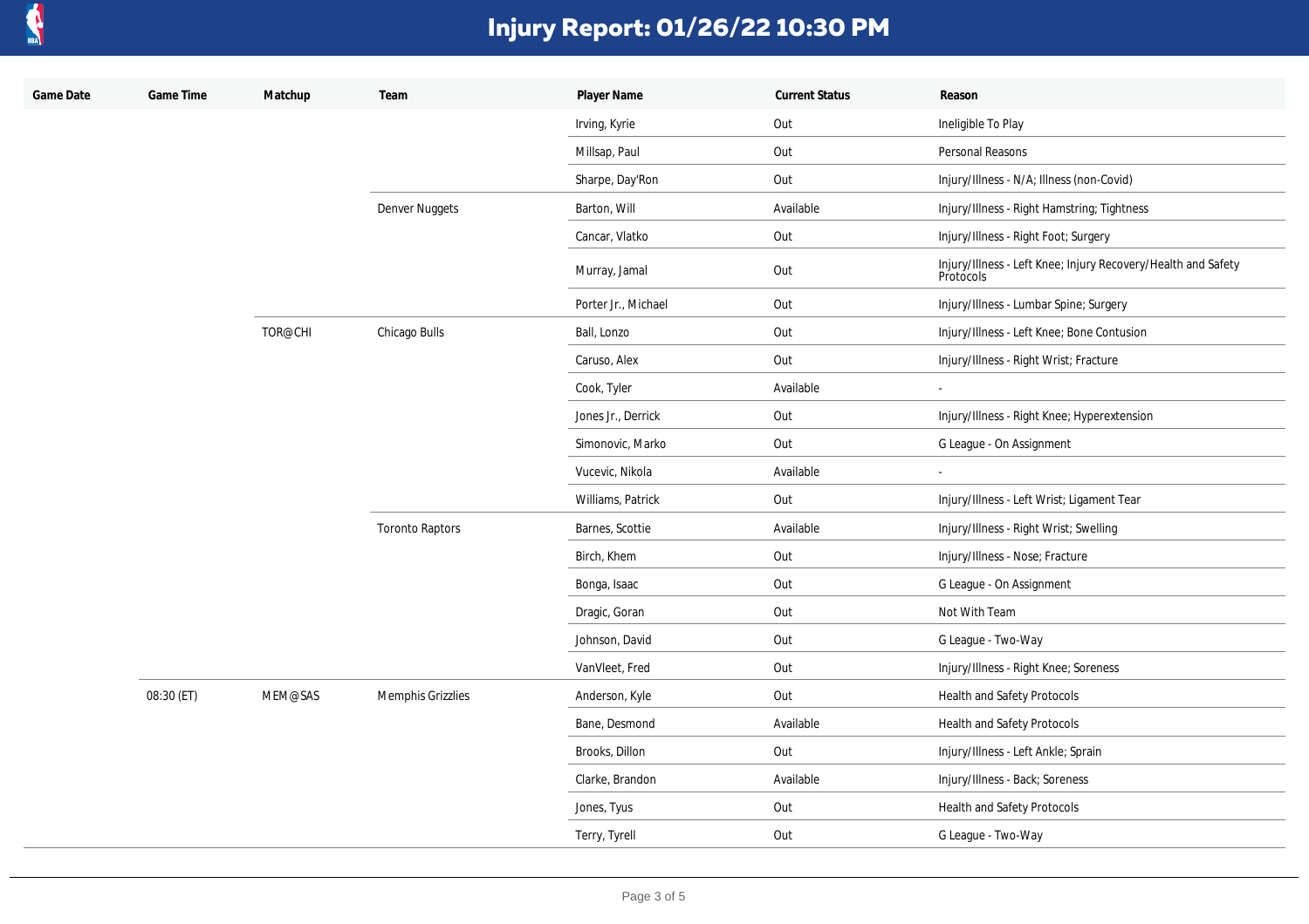# Injury Report: 01/26/22 10:30 PM

| Game Date | Game Time | Matchup | Team | Player Name | Current Status | Reason |
|---|---|---|---|---|---|---|
| | | | | Irving, Kyrie | Out | Ineligible To Play |
| | | | | Millsap, Paul | Out | Personal Reasons |
| | | | | Sharpe, Day'Ron | Out | Injury/Illness - N/A; Illness (non-Covid) |
| | | | Denver Nuggets | Barton, Will | Available | Injury/Illness - Right Hamstring; Tightness |
| | | | | Cancar, Vlatko | Out | Injury/Illness - Right Foot; Surgery |
| | | | | Murray, Jamal | Out | Injury/Illness - Left Knee; Injury Recovery/Health and Safety Protocols |
| | | | | Porter Jr., Michael | Out | Injury/Illness - Lumbar Spine; Surgery |
| | | TOR@CHI | Chicago Bulls | Ball, Lonzo | Out | Injury/Illness - Left Knee; Bone Contusion |
| | | | | Caruso, Alex | Out | Injury/Illness - Right Wrist; Fracture |
| | | | | Cook, Tyler | Available | - |
| | | | | Jones Jr., Derrick | Out | Injury/Illness - Right Knee; Hyperextension |
| | | | | Simonovic, Marko | Out | G League - On Assignment |
| | | | | Vucevic, Nikola | Available | - |
| | | | | Williams, Patrick | Out | Injury/Illness - Left Wrist; Ligament Tear |
| | | | Toronto Raptors | Barnes, Scottie | Available | Injury/Illness - Right Wrist; Swelling |
| | | | | Birch, Khem | Out | Injury/Illness - Nose; Fracture |
| | | | | Bonga, Isaac | Out | G League - On Assignment |
| | | | | Dragic, Goran | Out | Not With Team |
| | | | | Johnson, David | Out | G League - Two-Way |
| | | | | VanVleet, Fred | Out | Injury/Illness - Right Knee; Soreness |
| | 08:30 (ET) | MEM@SAS | Memphis Grizzlies | Anderson, Kyle | Out | Health and Safety Protocols |
| | | | | Bane, Desmond | Available | Health and Safety Protocols |
| | | | | Brooks, Dillon | Out | Injury/Illness - Left Ankle; Sprain |
| | | | | Clarke, Brandon | Available | Injury/Illness - Back; Soreness |
| | | | | Jones, Tyus | Out | Health and Safety Protocols |
| | | | | Terry, Tyrell | Out | G League - Two-Way |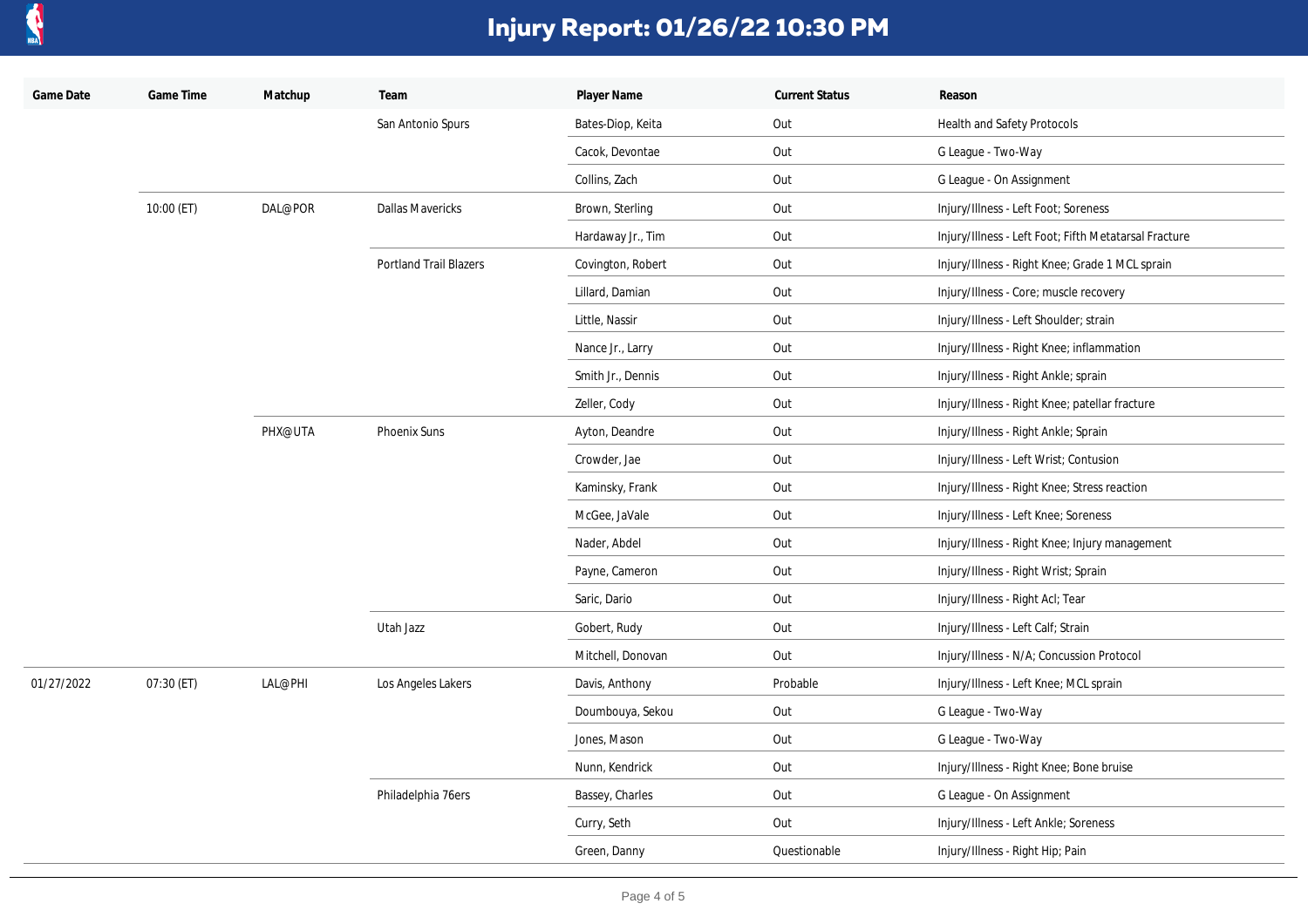# Injury Report: 01/26/22 10:30 PM

| Game Date | Game Time | Matchup | Team | Player Name | Current Status | Reason |
| --- | --- | --- | --- | --- | --- | --- |
| | | | San Antonio Spurs | Bates-Diop, Keita | Out | Health and Safety Protocols |
| | | | | Cacok, Devontae | Out | G League - Two-Way |
| | | | | Collins, Zach | Out | G League - On Assignment |
| | 10:00 (ET) | DAL@POR | Dallas Mavericks | Brown, Sterling | Out | Injury/Illness - Left Foot; Soreness |
| | | | | Hardaway Jr., Tim | Out | Injury/Illness - Left Foot; Fifth Metatarsal Fracture |
| | | | Portland Trail Blazers | Covington, Robert | Out | Injury/Illness - Right Knee; Grade 1 MCL sprain |
| | | | | Lillard, Damian | Out | Injury/Illness - Core; muscle recovery |
| | | | | Little, Nassir | Out | Injury/Illness - Left Shoulder; strain |
| | | | | Nance Jr., Larry | Out | Injury/Illness - Right Knee; inflammation |
| | | | | Smith Jr., Dennis | Out | Injury/Illness - Right Ankle; sprain |
| | | | | Zeller, Cody | Out | Injury/Illness - Right Knee; patellar fracture |
| | | PHX@UTA | Phoenix Suns | Ayton, Deandre | Out | Injury/Illness - Right Ankle; Sprain |
| | | | | Crowder, Jae | Out | Injury/Illness - Left Wrist; Contusion |
| | | | | Kaminsky, Frank | Out | Injury/Illness - Right Knee; Stress reaction |
| | | | | McGee, JaVale | Out | Injury/Illness - Left Knee; Soreness |
| | | | | Nader, Abdel | Out | Injury/Illness - Right Knee; Injury management |
| | | | | Payne, Cameron | Out | Injury/Illness - Right Wrist; Sprain |
| | | | | Saric, Dario | Out | Injury/Illness - Right Acl; Tear |
| | | | Utah Jazz | Gobert, Rudy | Out | Injury/Illness - Left Calf; Strain |
| | | | | Mitchell, Donovan | Out | Injury/Illness - N/A; Concussion Protocol |
| 01/27/2022 | 07:30 (ET) | LAL@PHI | Los Angeles Lakers | Davis, Anthony | Probable | Injury/Illness - Left Knee; MCL sprain |
| | | | | Doumbouya, Sekou | Out | G League - Two-Way |
| | | | | Jones, Mason | Out | G League - Two-Way |
| | | | | Nunn, Kendrick | Out | Injury/Illness - Right Knee; Bone bruise |
| | | | Philadelphia 76ers | Bassey, Charles | Out | G League - On Assignment |
| | | | | Curry, Seth | Out | Injury/Illness - Left Ankle; Soreness |
| | | | | Green, Danny | Questionable | Injury/Illness - Right Hip; Pain |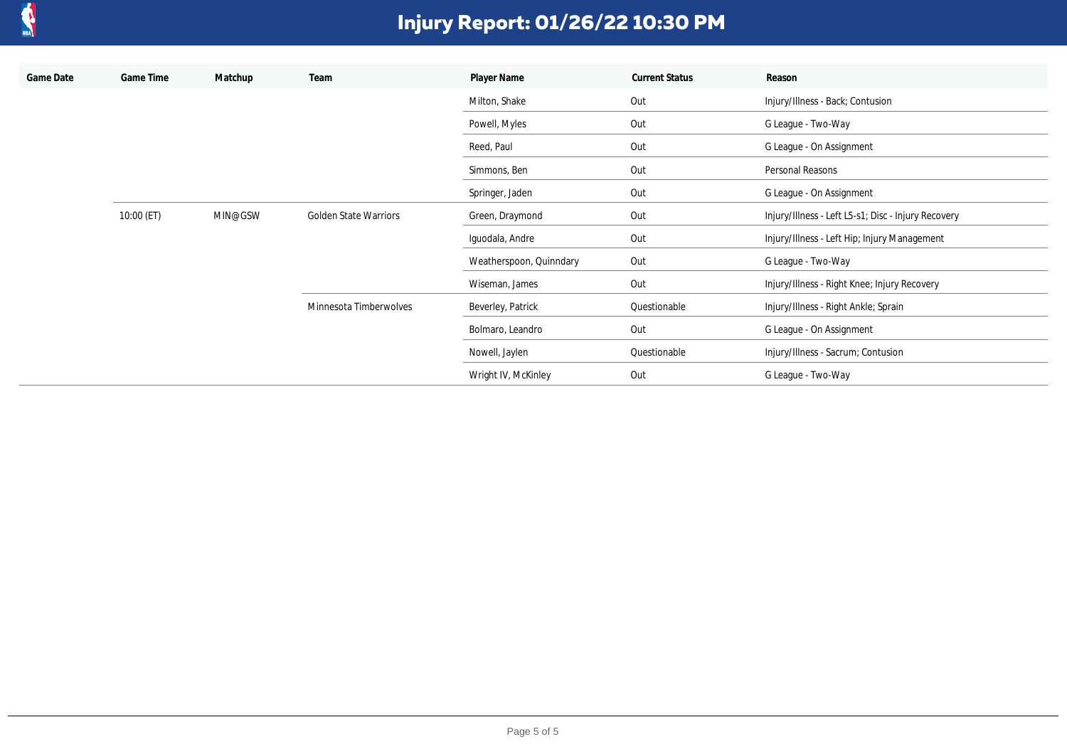# Injury Report: 01/26/22 10:30 PM

| Game Date | Game Time | Matchup | Team | Player Name | Current Status | Reason |
|---|---|---|---|---|---|---|
| | | | | Milton, Shake | Out | Injury/Illness - Back; Contusion |
| | | | | Powell, Myles | Out | G League - Two-Way |
| | | | | Reed, Paul | Out | G League - On Assignment |
| | | | | Simmons, Ben | Out | Personal Reasons |
| | | | | Springer, Jaden | Out | G League - On Assignment |
| | 10:00 (ET) | MIN@GSW | Golden State Warriors | Green, Draymond | Out | Injury/Illness - Left L5-s1; Disc - Injury Recovery |
| | | | | Iguodala, Andre | Out | Injury/Illness - Left Hip; Injury Management |
| | | | | Weatherspoon, Quinndary | Out | G League - Two-Way |
| | | | | Wiseman, James | Out | Injury/Illness - Right Knee; Injury Recovery |
| | | | Minnesota Timberwolves | Beverley, Patrick | Questionable | Injury/Illness - Right Ankle; Sprain |
| | | | | Bolmaro, Leandro | Out | G League - On Assignment |
| | | | | Nowell, Jaylen | Questionable | Injury/Illness - Sacrum; Contusion |
| | | | | Wright IV, McKinley | Out | G League - Two-Way |